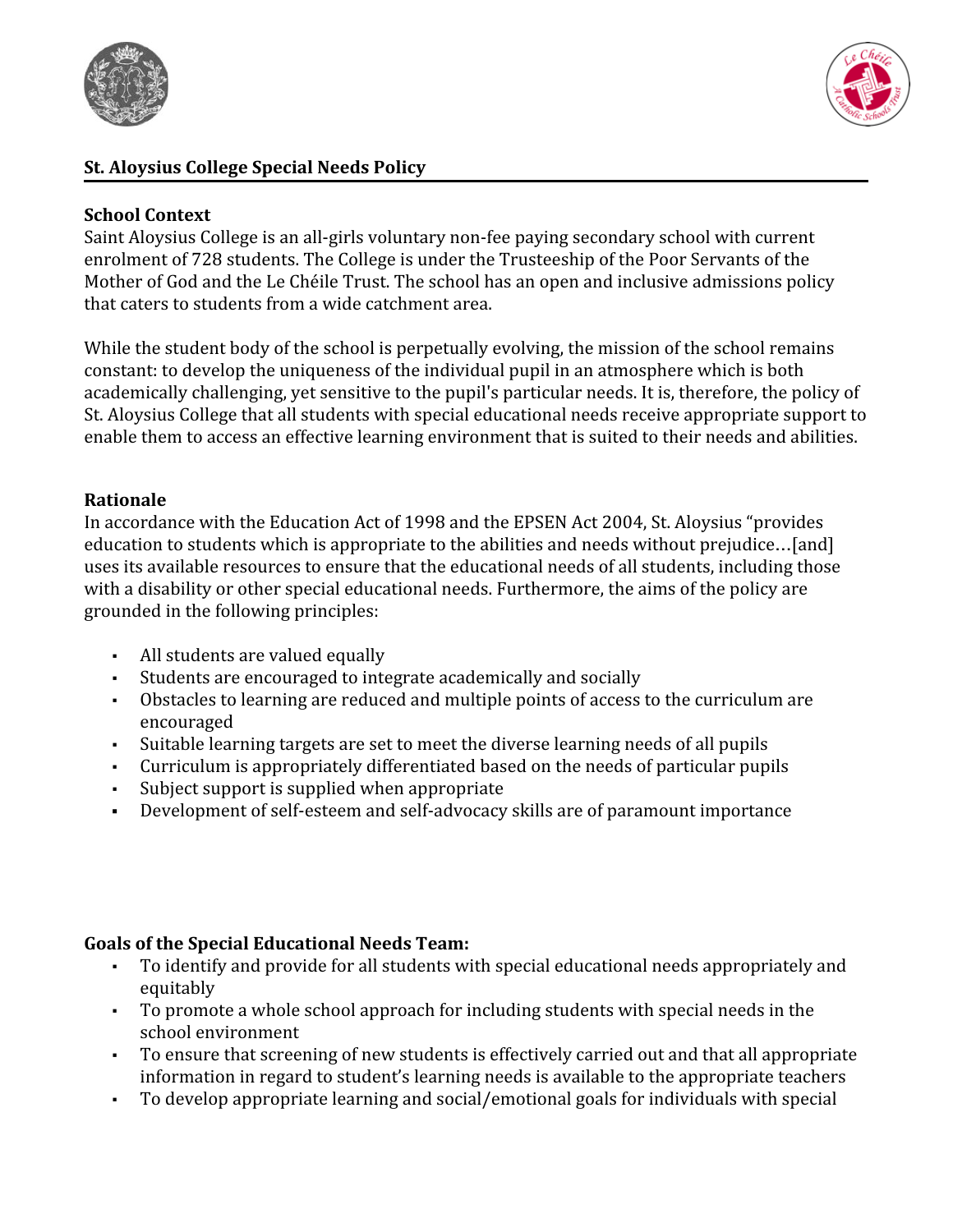# St. Aloysius College Special Needs Policy

## School Context

Saint Aloysius College is an all-girls voluntary non-fee paying secondary school with current enrolment of 728 students. The College is under the Trusteeship of the Poor Servants of the Mother of God and the Le Chéile Trust. The school has an open and inclusive admissions policy that caters to students from a wide catchment area.

While the student body of the school is perpetually evolving, the mission of the school remains constant: to develop the uniqueness of the individual pupil in an atmosphere which is both academically challenging, yet sensitive to the pupil's particular needs. It is, therefore, the policy of St. Aloysius College that all students with special educational needs receive appropriate support to enable them to access an effective learning environment that is suited to their needs and abilities.

## Rationale

In accordance with the Education Act of 1998 and the EPSEN Act 2004, St. Aloysius "provides education to students which is appropriate to the abilities and needs without prejudice…[and] uses its available resources to ensure that the educational needs of all students, including those with a disability or other special educational needs. Furthermore, the aims of the policy are grounded in the following principles:

- All students are valued equally
- Students are encouraged to integrate academically and socially
- Obstacles to learning are reduced and multiple points of access to the curriculum are encouraged
- Suitable learning targets are set to meet the diverse learning needs of all pupils
- Curriculum is appropriately differentiated based on the needs of particular pupils
- Subject support is supplied when appropriate
- Development of self-esteem and self-advocacy skills are of paramount importance

## Goals of the Special Educational Needs Team:

- To identify and provide for all students with special educational needs appropriately and equitably
- To promote a whole school approach for including students with special needs in the school environment
- To ensure that screening of new students is effectively carried out and that all appropriate information in regard to student's learning needs is available to the appropriate teachers
- To develop appropriate learning and social/emotional goals for individuals with special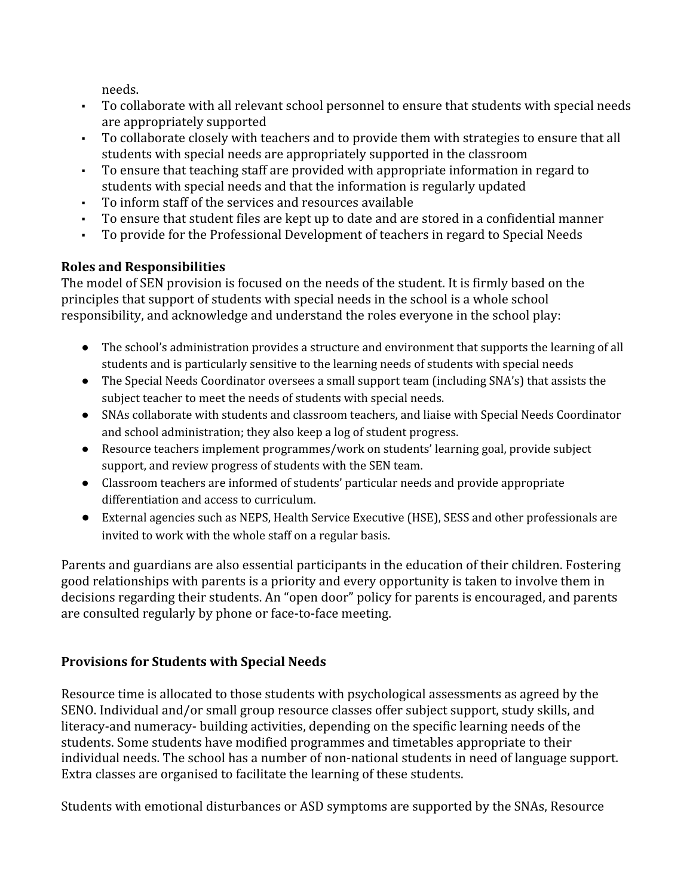needs.

- To collaborate with all relevant school personnel to ensure that students with special needs are appropriately supported
- To collaborate closely with teachers and to provide them with strategies to ensure that all students with special needs are appropriately supported in the classroom
- To ensure that teaching staff are provided with appropriate information in regard to students with special needs and that the information is regularly updated
- To inform staff of the services and resources available
- To ensure that student files are kept up to date and are stored in a confidential manner
- To provide for the Professional Development of teachers in regard to Special Needs

**Roles and Responsibilities**

The model of SEN provision is focused on the needs of the student. It is firmly based on the principles that support of students with special needs in the school is a whole school responsibility, and acknowledge and understand the roles everyone in the school play:

- The school's administration provides a structure and environment that supports the learning of all students and is particularly sensitive to the learning needs of students with special needs
- The Special Needs Coordinator oversees a small support team (including SNA's) that assists the subject teacher to meet the needs of students with special needs.
- SNAs collaborate with students and classroom teachers, and liaise with Special Needs Coordinator and school administration; they also keep a log of student progress.
- Resource teachers implement programmes/work on students' learning goal, provide subject support, and review progress of students with the SEN team.
- Classroom teachers are informed of students' particular needs and provide appropriate differentiation and access to curriculum.
- External agencies such as NEPS, Health Service Executive (HSE), SESS and other professionals are invited to work with the whole staff on a regular basis.

Parents and guardians are also essential participants in the education of their children. Fostering good relationships with parents is a priority and every opportunity is taken to involve them in decisions regarding their students. An "open door" policy for parents is encouraged, and parents are consulted regularly by phone or face-to-face meeting.

**Provisions for Students with Special Needs**

Resource time is allocated to those students with psychological assessments as agreed by the SENO. Individual and/or small group resource classes offer subject support, study skills, and literacy-and numeracy- building activities, depending on the specific learning needs of the students. Some students have modified programmes and timetables appropriate to their individual needs. The school has a number of non-national students in need of language support. Extra classes are organised to facilitate the learning of these students.

Students with emotional disturbances or ASD symptoms are supported by the SNAs, Resource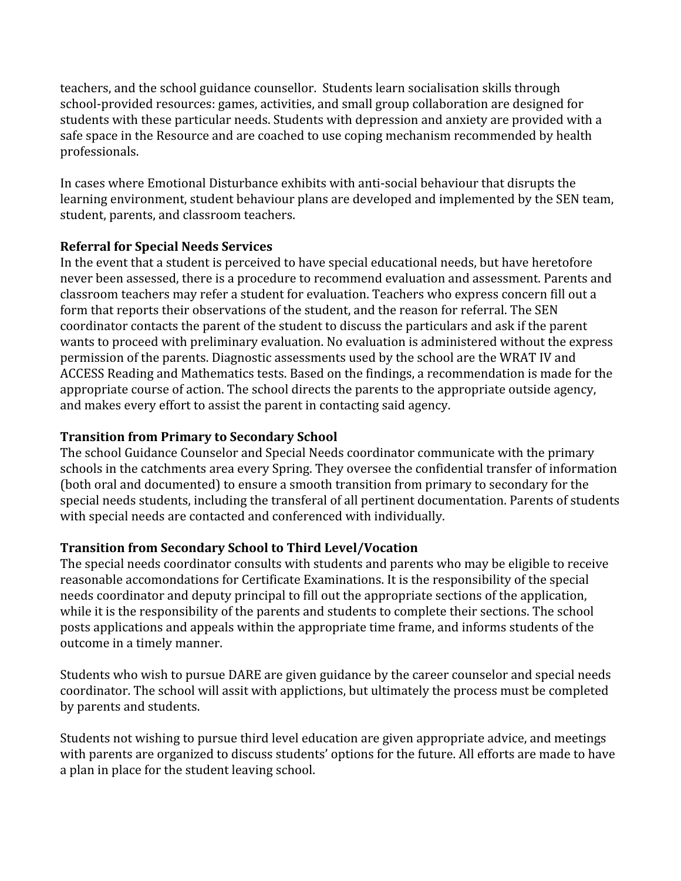teachers, and the school guidance counsellor. Students learn socialisation skills through school-provided resources: games, activities, and small group collaboration are designed for students with these particular needs. Students with depression and anxiety are provided with a safe space in the Resource and are coached to use coping mechanism recommended by health professionals.

In cases where Emotional Disturbance exhibits with anti-social behaviour that disrupts the learning environment, student behaviour plans are developed and implemented by the SEN team, student, parents, and classroom teachers.

**Referral for Special Needs Services**

In the event that a student is perceived to have special educational needs, but have heretofore never been assessed, there is a procedure to recommend evaluation and assessment. Parents and classroom teachers may refer a student for evaluation. Teachers who express concern fill out a form that reports their observations of the student, and the reason for referral. The SEN coordinator contacts the parent of the student to discuss the particulars and ask if the parent wants to proceed with preliminary evaluation. No evaluation is administered without the express permission of the parents. Diagnostic assessments used by the school are the WRAT IV and ACCESS Reading and Mathematics tests. Based on the findings, a recommendation is made for the appropriate course of action. The school directs the parents to the appropriate outside agency, and makes every effort to assist the parent in contacting said agency.

**Transition from Primary to Secondary School**

The school Guidance Counselor and Special Needs coordinator communicate with the primary schools in the catchments area every Spring. They oversee the confidential transfer of information (both oral and documented) to ensure a smooth transition from primary to secondary for the special needs students, including the transferal of all pertinent documentation. Parents of students with special needs are contacted and conferenced with individually.

**Transition from Secondary School to Third Level/Vocation**

The special needs coordinator consults with students and parents who may be eligible to receive reasonable accomondations for Certificate Examinations. It is the responsibility of the special needs coordinator and deputy principal to fill out the appropriate sections of the application, while it is the responsibility of the parents and students to complete their sections. The school posts applications and appeals within the appropriate time frame, and informs students of the outcome in a timely manner.

Students who wish to pursue DARE are given guidance by the career counselor and special needs coordinator. The school will assit with applictions, but ultimately the process must be completed by parents and students.

Students not wishing to pursue third level education are given appropriate advice, and meetings with parents are organized to discuss students' options for the future. All efforts are made to have a plan in place for the student leaving school.